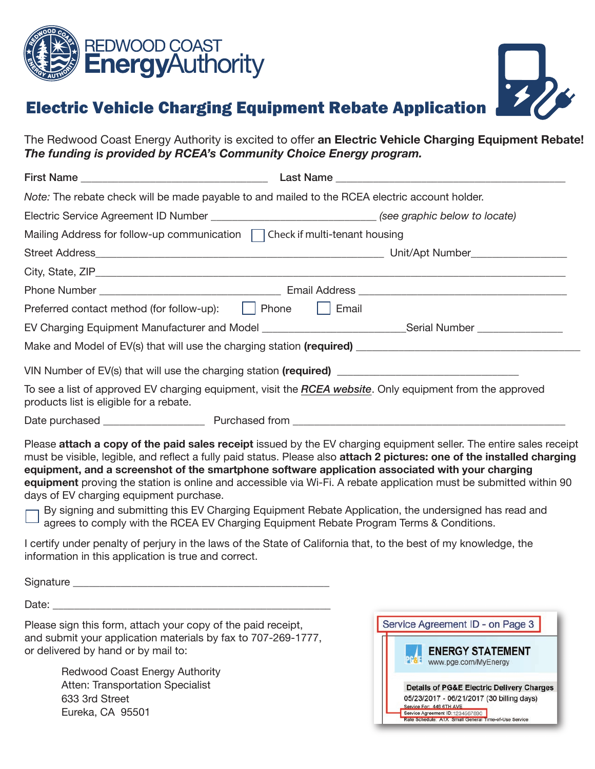REDWOOD COAST
EnergyAuthority

# Electric Vehicle Charging Equipment Rebate Application

The Redwood Coast Energy Authority is excited to offer **an Electric Vehicle Charging Equipment Rebate!** ***The funding is provided by RCEA's Community Choice Energy program.***

First Name ______________________________ Last Name ____________________________________

*Note:* The rebate check will be made payable to and mailed to the RCEA electric account holder.

Electric Service Agreement ID Number ___________________________ *(see graphic below to locate)*

Mailing Address for follow-up communication ☐ Check if multi-tenant housing

Street Address_____________________________________________ Unit/Apt Number______________

City, State, ZIP___________________________________________________________________________

Phone Number _____________________________ Email Address _________________________________

Preferred contact method (for follow-up): ☐ Phone ☐ Email

EV Charging Equipment Manufacturer and Model _______________________Serial Number _____________

Make and Model of EV(s) that will use the charging station **(required)** ___________________________________

VIN Number of EV(s) that will use the charging station **(required)** ____________________________

To see a list of approved EV charging equipment, visit the ***RCEA website***. Only equipment from the approved products list is eligible for a rebate.

Date purchased ________________ Purchased from ____________________________________________

Please **attach a copy of the paid sales receipt** issued by the EV charging equipment seller. The entire sales receipt must be visible, legible, and reflect a fully paid status. Please also **attach 2 pictures: one of the installed charging equipment, and a screenshot of the smartphone software application associated with your charging equipment** proving the station is online and accessible via Wi-Fi. A rebate application must be submitted within 90 days of EV charging equipment purchase.

☐ By signing and submitting this EV Charging Equipment Rebate Application, the undersigned has read and agrees to comply with the RCEA EV Charging Equipment Rebate Program Terms & Conditions.

I certify under penalty of perjury in the laws of the State of California that, to the best of my knowledge, the information in this application is true and correct.

Signature ________________________________________

Date: ___________________________________________

Please sign this form, attach your copy of the paid receipt, and submit your application materials by fax to 707-269-1777, or delivered by hand or by mail to:

Redwood Coast Energy Authority
Atten: Transportation Specialist
633 3rd Street
Eureka, CA 95501

Service Agreement ID - on Page 3

ENERGY STATEMENT
www.pge.com/MyEnergy

Details of PG&E Electric Delivery Charges
05/23/2017 - 06/21/2017 (30 billing days)
Service For: 446 6TH AVE
Service Agreement ID: 1234567890
Rate Schedule: A1X Small General Time-of-Use Service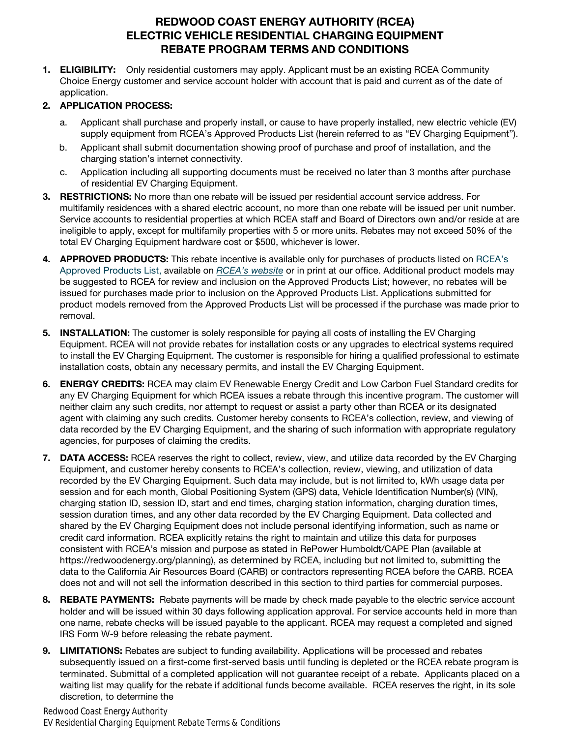# REDWOOD COAST ENERGY AUTHORITY (RCEA) ELECTRIC VEHICLE RESIDENTIAL CHARGING EQUIPMENT REBATE PROGRAM TERMS AND CONDITIONS

1. **ELIGIBILITY:** Only residential customers may apply. Applicant must be an existing RCEA Community Choice Energy customer and service account holder with account that is paid and current as of the date of application.

2. **APPLICATION PROCESS:**
   a. Applicant shall purchase and properly install, or cause to have properly installed, new electric vehicle (EV) supply equipment from RCEA's Approved Products List (herein referred to as "EV Charging Equipment").
   b. Applicant shall submit documentation showing proof of purchase and proof of installation, and the charging station's internet connectivity.
   c. Application including all supporting documents must be received no later than 3 months after purchase of residential EV Charging Equipment.

3. **RESTRICTIONS:** No more than one rebate will be issued per residential account service address. For multifamily residences with a shared electric account, no more than one rebate will be issued per unit number. Service accounts to residential properties at which RCEA staff and Board of Directors own and/or reside at are ineligible to apply, except for multifamily properties with 5 or more units. Rebates may not exceed 50% of the total EV Charging Equipment hardware cost or $500, whichever is lower.

4. **APPROVED PRODUCTS:** This rebate incentive is available only for purchases of products listed on RCEA's Approved Products List, available on *RCEA's website* or in print at our office. Additional product models may be suggested to RCEA for review and inclusion on the Approved Products List; however, no rebates will be issued for purchases made prior to inclusion on the Approved Products List. Applications submitted for product models removed from the Approved Products List will be processed if the purchase was made prior to removal.

5. **INSTALLATION:** The customer is solely responsible for paying all costs of installing the EV Charging Equipment. RCEA will not provide rebates for installation costs or any upgrades to electrical systems required to install the EV Charging Equipment. The customer is responsible for hiring a qualified professional to estimate installation costs, obtain any necessary permits, and install the EV Charging Equipment.

6. **ENERGY CREDITS:** RCEA may claim EV Renewable Energy Credit and Low Carbon Fuel Standard credits for any EV Charging Equipment for which RCEA issues a rebate through this incentive program. The customer will neither claim any such credits, nor attempt to request or assist a party other than RCEA or its designated agent with claiming any such credits. Customer hereby consents to RCEA's collection, review, and viewing of data recorded by the EV Charging Equipment, and the sharing of such information with appropriate regulatory agencies, for purposes of claiming the credits.

7. **DATA ACCESS:** RCEA reserves the right to collect, review, view, and utilize data recorded by the EV Charging Equipment, and customer hereby consents to RCEA's collection, review, viewing, and utilization of data recorded by the EV Charging Equipment. Such data may include, but is not limited to, kWh usage data per session and for each month, Global Positioning System (GPS) data, Vehicle Identification Number(s) (VIN), charging station ID, session ID, start and end times, charging station information, charging duration times, session duration times, and any other data recorded by the EV Charging Equipment. Data collected and shared by the EV Charging Equipment does not include personal identifying information, such as name or credit card information. RCEA explicitly retains the right to maintain and utilize this data for purposes consistent with RCEA's mission and purpose as stated in RePower Humboldt/CAPE Plan (available at https://redwoodenergy.org/planning), as determined by RCEA, including but not limited to, submitting the data to the California Air Resources Board (CARB) or contractors representing RCEA before the CARB. RCEA does not and will not sell the information described in this section to third parties for commercial purposes.

8. **REBATE PAYMENTS:** Rebate payments will be made by check made payable to the electric service account holder and will be issued within 30 days following application approval. For service accounts held in more than one name, rebate checks will be issued payable to the applicant. RCEA may request a completed and signed IRS Form W-9 before releasing the rebate payment.

9. **LIMITATIONS:** Rebates are subject to funding availability. Applications will be processed and rebates subsequently issued on a first-come first-served basis until funding is depleted or the RCEA rebate program is terminated. Submittal of a completed application will not guarantee receipt of a rebate. Applicants placed on a waiting list may qualify for the rebate if additional funds become available. RCEA reserves the right, in its sole discretion, to determine the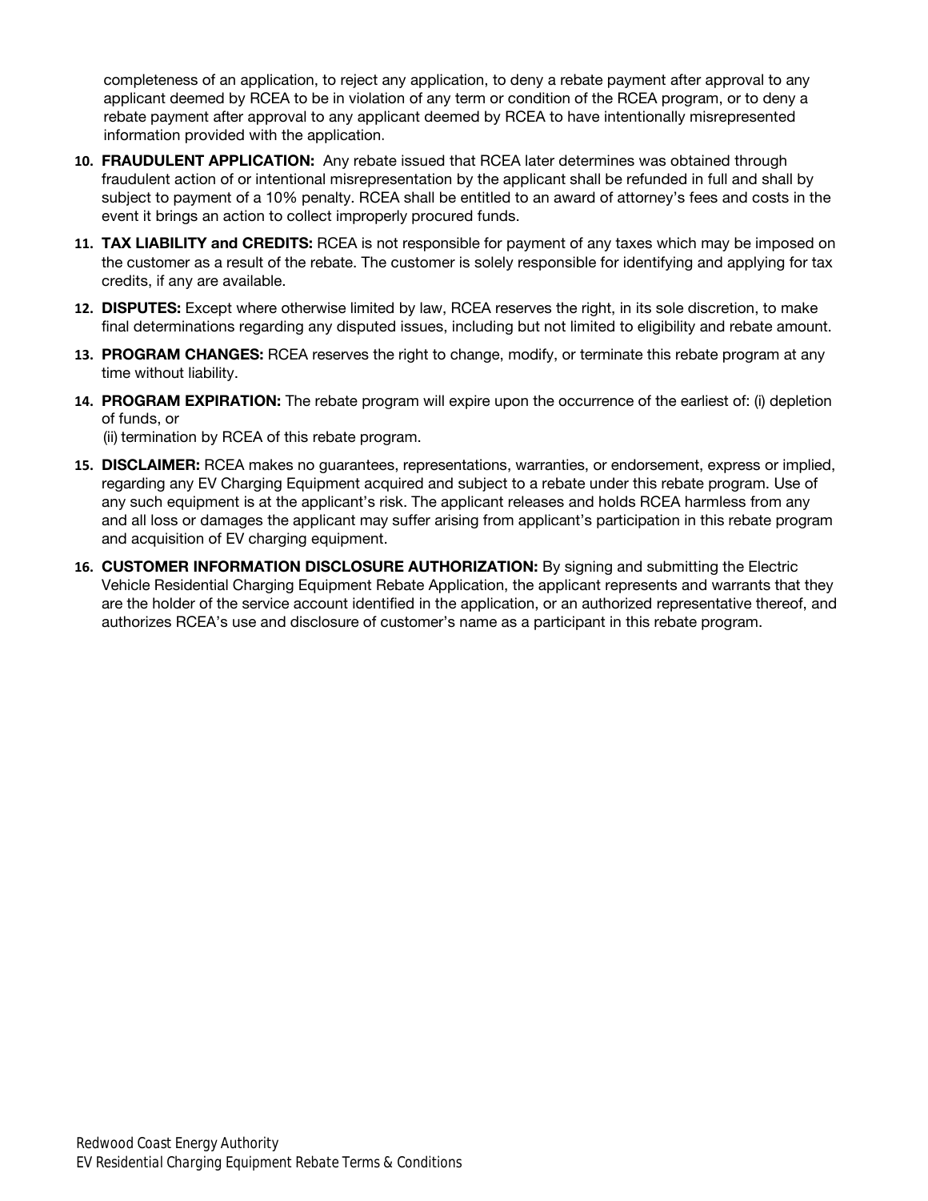completeness of an application, to reject any application, to deny a rebate payment after approval to any applicant deemed by RCEA to be in violation of any term or condition of the RCEA program, or to deny a rebate payment after approval to any applicant deemed by RCEA to have intentionally misrepresented information provided with the application.

10. **FRAUDULENT APPLICATION:** Any rebate issued that RCEA later determines was obtained through fraudulent action of or intentional misrepresentation by the applicant shall be refunded in full and shall by subject to payment of a 10% penalty. RCEA shall be entitled to an award of attorney's fees and costs in the event it brings an action to collect improperly procured funds.
11. **TAX LIABILITY and CREDITS:** RCEA is not responsible for payment of any taxes which may be imposed on the customer as a result of the rebate. The customer is solely responsible for identifying and applying for tax credits, if any are available.
12. **DISPUTES:** Except where otherwise limited by law, RCEA reserves the right, in its sole discretion, to make final determinations regarding any disputed issues, including but not limited to eligibility and rebate amount.
13. **PROGRAM CHANGES:** RCEA reserves the right to change, modify, or terminate this rebate program at any time without liability.
14. **PROGRAM EXPIRATION:** The rebate program will expire upon the occurrence of the earliest of: (i) depletion of funds, or
(ii) termination by RCEA of this rebate program.
15. **DISCLAIMER:** RCEA makes no guarantees, representations, warranties, or endorsement, express or implied, regarding any EV Charging Equipment acquired and subject to a rebate under this rebate program. Use of any such equipment is at the applicant's risk. The applicant releases and holds RCEA harmless from any and all loss or damages the applicant may suffer arising from applicant's participation in this rebate program and acquisition of EV charging equipment.
16. **CUSTOMER INFORMATION DISCLOSURE AUTHORIZATION:** By signing and submitting the Electric Vehicle Residential Charging Equipment Rebate Application, the applicant represents and warrants that they are the holder of the service account identified in the application, or an authorized representative thereof, and authorizes RCEA's use and disclosure of customer's name as a participant in this rebate program.